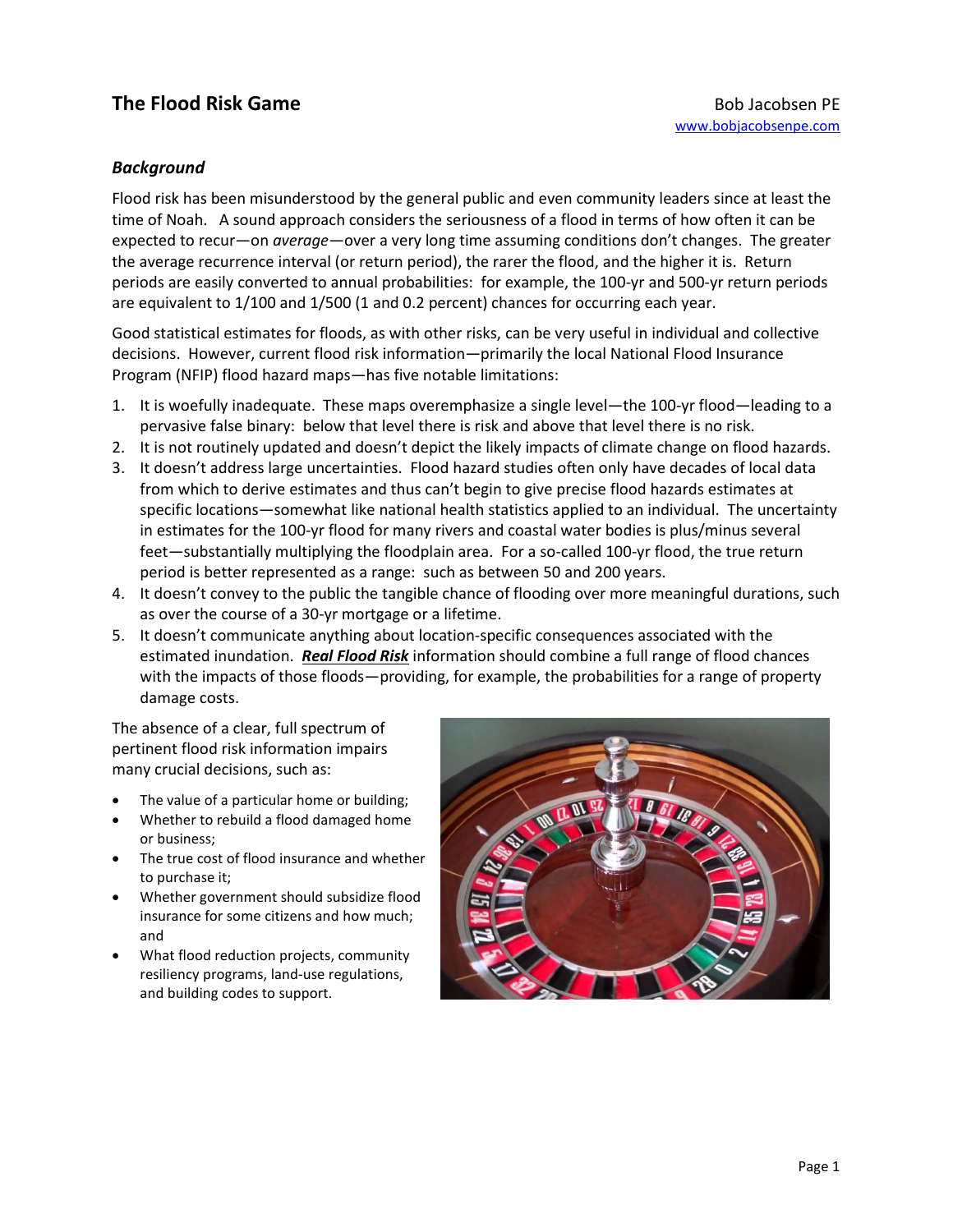## The Flood Risk Game

Bob Jacobsen PE
www.bobjacobsenpe.com

### *Background*

Flood risk has been misunderstood by the general public and even community leaders since at least the time of Noah. A sound approach considers the seriousness of a flood in terms of how often it can be expected to recur—on *average*—over a very long time assuming conditions don't changes. The greater the average recurrence interval (or return period), the rarer the flood, and the higher it is. Return periods are easily converted to annual probabilities: for example, the 100-yr and 500-yr return periods are equivalent to 1/100 and 1/500 (1 and 0.2 percent) chances for occurring each year.

Good statistical estimates for floods, as with other risks, can be very useful in individual and collective decisions. However, current flood risk information—primarily the local National Flood Insurance Program (NFIP) flood hazard maps—has five notable limitations:

1. It is woefully inadequate. These maps overemphasize a single level—the 100-yr flood—leading to a pervasive false binary: below that level there is risk and above that level there is no risk.
2. It is not routinely updated and doesn't depict the likely impacts of climate change on flood hazards.
3. It doesn't address large uncertainties. Flood hazard studies often only have decades of local data from which to derive estimates and thus can't begin to give precise flood hazards estimates at specific locations—somewhat like national health statistics applied to an individual. The uncertainty in estimates for the 100-yr flood for many rivers and coastal water bodies is plus/minus several feet—substantially multiplying the floodplain area. For a so-called 100-yr flood, the true return period is better represented as a range: such as between 50 and 200 years.
4. It doesn't convey to the public the tangible chance of flooding over more meaningful durations, such as over the course of a 30-yr mortgage or a lifetime.
5. It doesn't communicate anything about location-specific consequences associated with the estimated inundation. ***Real Flood Risk*** information should combine a full range of flood chances with the impacts of those floods—providing, for example, the probabilities for a range of property damage costs.

The absence of a clear, full spectrum of pertinent flood risk information impairs many crucial decisions, such as:

- The value of a particular home or building;
- Whether to rebuild a flood damaged home or business;
- The true cost of flood insurance and whether to purchase it;
- Whether government should subsidize flood insurance for some citizens and how much; and
- What flood reduction projects, community resiliency programs, land-use regulations, and building codes to support.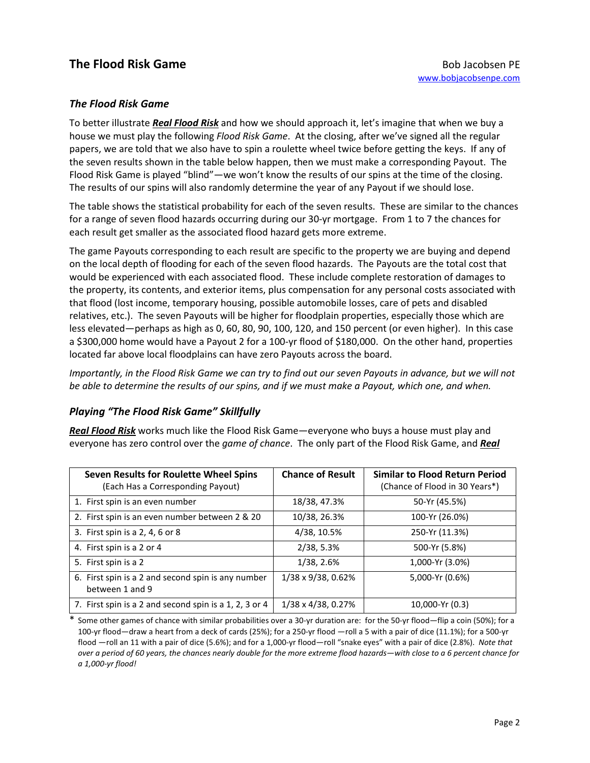## *The Flood Risk Game*

To better illustrate ***Real Flood Risk*** and how we should approach it, let's imagine that when we buy a house we must play the following *Flood Risk Game*. At the closing, after we've signed all the regular papers, we are told that we also have to spin a roulette wheel twice before getting the keys. If any of the seven results shown in the table below happen, then we must make a corresponding Payout. The Flood Risk Game is played "blind"—we won't know the results of our spins at the time of the closing. The results of our spins will also randomly determine the year of any Payout if we should lose.

The table shows the statistical probability for each of the seven results. These are similar to the chances for a range of seven flood hazards occurring during our 30-yr mortgage. From 1 to 7 the chances for each result get smaller as the associated flood hazard gets more extreme.

The game Payouts corresponding to each result are specific to the property we are buying and depend on the local depth of flooding for each of the seven flood hazards. The Payouts are the total cost that would be experienced with each associated flood. These include complete restoration of damages to the property, its contents, and exterior items, plus compensation for any personal costs associated with that flood (lost income, temporary housing, possible automobile losses, care of pets and disabled relatives, etc.). The seven Payouts will be higher for floodplain properties, especially those which are less elevated—perhaps as high as 0, 60, 80, 90, 100, 120, and 150 percent (or even higher). In this case a $300,000 home would have a Payout 2 for a 100-yr flood of $180,000. On the other hand, properties located far above local floodplains can have zero Payouts across the board.

*Importantly, in the Flood Risk Game we can try to find out our seven Payouts in advance, but we will not be able to determine the results of our spins, and if we must make a Payout, which one, and when.*

## *Playing "The Flood Risk Game" Skillfully*

***Real Flood Risk*** works much like the Flood Risk Game—everyone who buys a house must play and everyone has zero control over the *game of chance*. The only part of the Flood Risk Game, and ***Real***

| **Seven Results for Roulette Wheel Spins** (Each Has a Corresponding Payout) | **Chance of Result** | **Similar to Flood Return Period** (Chance of Flood in 30 Years*) |
|---|---|---|
| 1. First spin is an even number | 18/38, 47.3% | 50-Yr (45.5%) |
| 2. First spin is an even number between 2 & 20 | 10/38, 26.3% | 100-Yr (26.0%) |
| 3. First spin is a 2, 4, 6 or 8 | 4/38, 10.5% | 250-Yr (11.3%) |
| 4. First spin is a 2 or 4 | 2/38, 5.3% | 500-Yr (5.8%) |
| 5. First spin is a 2 | 1/38, 2.6% | 1,000-Yr (3.0%) |
| 6. First spin is a 2 and second spin is any number between 1 and 9 | 1/38 x 9/38, 0.62% | 5,000-Yr (0.6%) |
| 7. First spin is a 2 and second spin is a 1, 2, 3 or 4 | 1/38 x 4/38, 0.27% | 10,000-Yr (0.3) |

\* Some other games of chance with similar probabilities over a 30-yr duration are: for the 50-yr flood—flip a coin (50%); for a 100-yr flood—draw a heart from a deck of cards (25%); for a 250-yr flood —roll a 5 with a pair of dice (11.1%); for a 500-yr flood —roll an 11 with a pair of dice (5.6%); and for a 1,000-yr flood—roll "snake eyes" with a pair of dice (2.8%). *Note that over a period of 60 years, the chances nearly double for the more extreme flood hazards—with close to a 6 percent chance for a 1,000-yr flood!*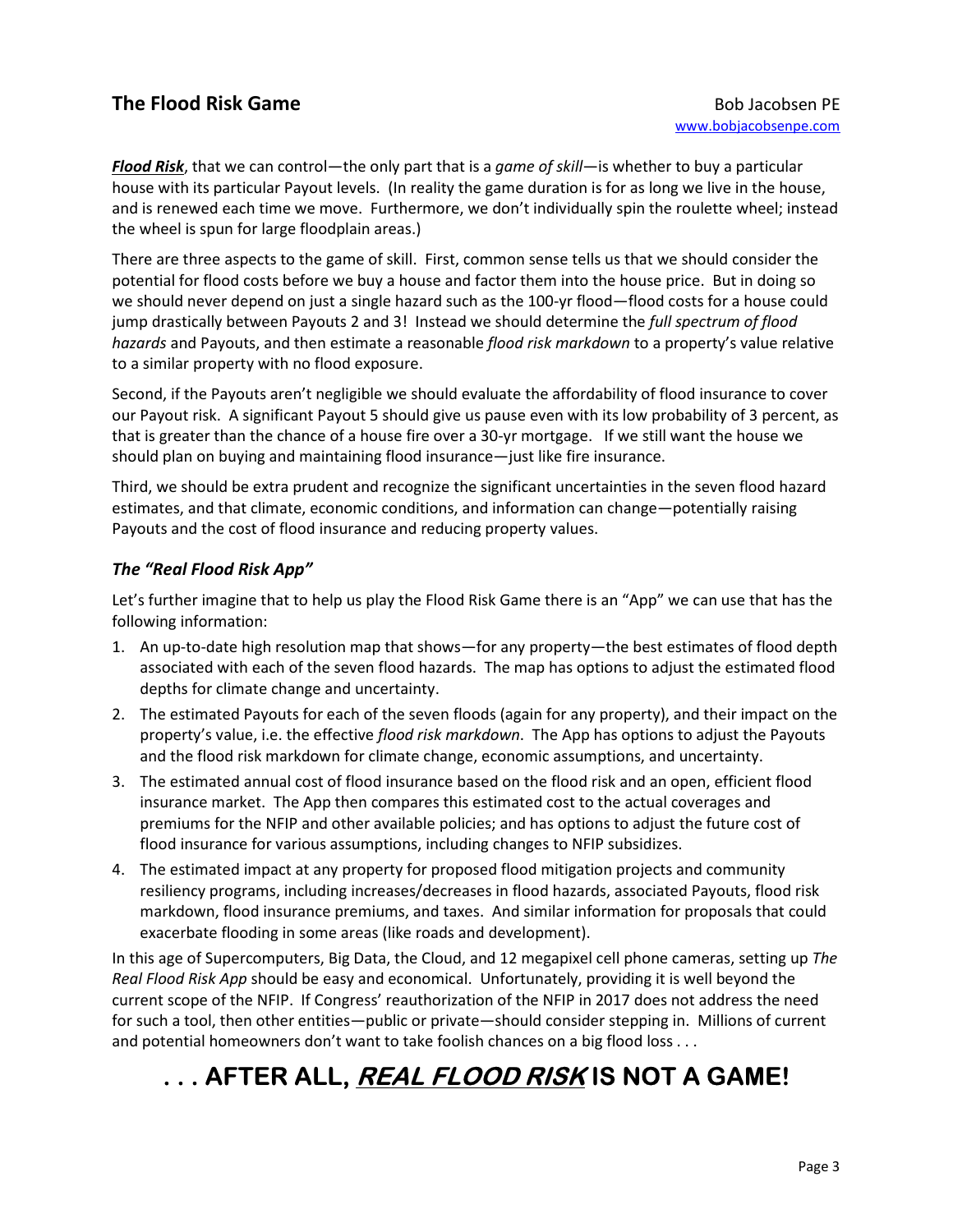***Flood Risk***, that we can control—the only part that is a *game of skill*—is whether to buy a particular house with its particular Payout levels. (In reality the game duration is for as long we live in the house, and is renewed each time we move. Furthermore, we don't individually spin the roulette wheel; instead the wheel is spun for large floodplain areas.)

There are three aspects to the game of skill. First, common sense tells us that we should consider the potential for flood costs before we buy a house and factor them into the house price. But in doing so we should never depend on just a single hazard such as the 100-yr flood—flood costs for a house could jump drastically between Payouts 2 and 3! Instead we should determine the *full spectrum of flood hazards* and Payouts, and then estimate a reasonable *flood risk markdown* to a property's value relative to a similar property with no flood exposure.

Second, if the Payouts aren't negligible we should evaluate the affordability of flood insurance to cover our Payout risk. A significant Payout 5 should give us pause even with its low probability of 3 percent, as that is greater than the chance of a house fire over a 30-yr mortgage. If we still want the house we should plan on buying and maintaining flood insurance—just like fire insurance.

Third, we should be extra prudent and recognize the significant uncertainties in the seven flood hazard estimates, and that climate, economic conditions, and information can change—potentially raising Payouts and the cost of flood insurance and reducing property values.

### *The "Real Flood Risk App"*

Let's further imagine that to help us play the Flood Risk Game there is an "App" we can use that has the following information:

1. An up-to-date high resolution map that shows—for any property—the best estimates of flood depth associated with each of the seven flood hazards. The map has options to adjust the estimated flood depths for climate change and uncertainty.
2. The estimated Payouts for each of the seven floods (again for any property), and their impact on the property's value, i.e. the effective *flood risk markdown*. The App has options to adjust the Payouts and the flood risk markdown for climate change, economic assumptions, and uncertainty.
3. The estimated annual cost of flood insurance based on the flood risk and an open, efficient flood insurance market. The App then compares this estimated cost to the actual coverages and premiums for the NFIP and other available policies; and has options to adjust the future cost of flood insurance for various assumptions, including changes to NFIP subsidizes.
4. The estimated impact at any property for proposed flood mitigation projects and community resiliency programs, including increases/decreases in flood hazards, associated Payouts, flood risk markdown, flood insurance premiums, and taxes. And similar information for proposals that could exacerbate flooding in some areas (like roads and development).

In this age of Supercomputers, Big Data, the Cloud, and 12 megapixel cell phone cameras, setting up *The Real Flood Risk App* should be easy and economical. Unfortunately, providing it is well beyond the current scope of the NFIP. If Congress' reauthorization of the NFIP in 2017 does not address the need for such a tool, then other entities—public or private—should consider stepping in. Millions of current and potential homeowners don't want to take foolish chances on a big flood loss . . .

# . . . AFTER ALL, ***REAL FLOOD RISK*** IS NOT A GAME!